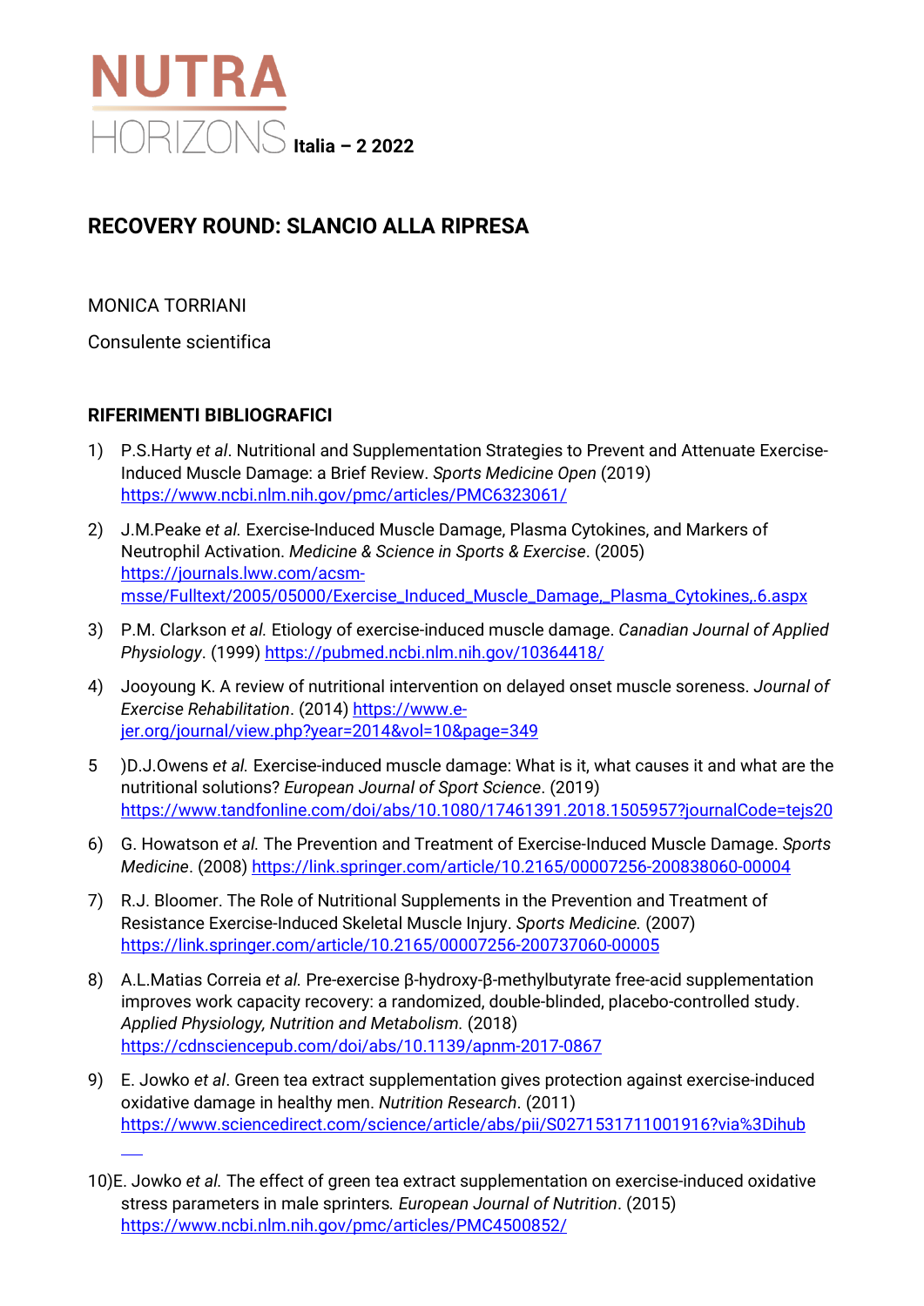# NUTRA HORIZONS Italia – 2 2022

## RECOVERY ROUND: SLANCIO ALLA RIPRESA

MONICA TORRIANI

Consulente scientifica

### RIFERIMENTI BIBLIOGRAFICI

1) P.S.Harty *et al*. Nutritional and Supplementation Strategies to Prevent and Attenuate Exercise-Induced Muscle Damage: a Brief Review. *Sports Medicine Open* (2019) https://www.ncbi.nlm.nih.gov/pmc/articles/PMC6323061/

2) J.M.Peake *et al.* Exercise-Induced Muscle Damage, Plasma Cytokines, and Markers of Neutrophil Activation. *Medicine & Science in Sports & Exercise*. (2005) https://journals.lww.com/acsm-msse/Fulltext/2005/05000/Exercise_Induced_Muscle_Damage,_Plasma_Cytokines,.6.aspx

3) P.M. Clarkson *et al.* Etiology of exercise-induced muscle damage. *Canadian Journal of Applied Physiology*. (1999) https://pubmed.ncbi.nlm.nih.gov/10364418/

4) Jooyoung K. A review of nutritional intervention on delayed onset muscle soreness. *Journal of Exercise Rehabilitation*. (2014) https://www.e-jer.org/journal/view.php?year=2014&vol=10&page=349

5 )D.J.Owens *et al.* Exercise-induced muscle damage: What is it, what causes it and what are the nutritional solutions? *European Journal of Sport Science*. (2019) https://www.tandfonline.com/doi/abs/10.1080/17461391.2018.1505957?journalCode=tejs20

6) G. Howatson *et al.* The Prevention and Treatment of Exercise-Induced Muscle Damage. *Sports Medicine*. (2008) https://link.springer.com/article/10.2165/00007256-200838060-00004

7) R.J. Bloomer. The Role of Nutritional Supplements in the Prevention and Treatment of Resistance Exercise-Induced Skeletal Muscle Injury. *Sports Medicine.* (2007) https://link.springer.com/article/10.2165/00007256-200737060-00005

8) A.L.Matias Correia *et al.* Pre-exercise β-hydroxy-β-methylbutyrate free-acid supplementation improves work capacity recovery: a randomized, double-blinded, placebo-controlled study. *Applied Physiology, Nutrition and Metabolism.* (2018) https://cdnsciencepub.com/doi/abs/10.1139/apnm-2017-0867

9) E. Jowko *et al*. Green tea extract supplementation gives protection against exercise-induced oxidative damage in healthy men. *Nutrition Research*. (2011) https://www.sciencedirect.com/science/article/abs/pii/S0271531711001916?via%3Dihub

10)E. Jowko *et al.* The effect of green tea extract supplementation on exercise-induced oxidative stress parameters in male sprinters. *European Journal of Nutrition*. (2015) https://www.ncbi.nlm.nih.gov/pmc/articles/PMC4500852/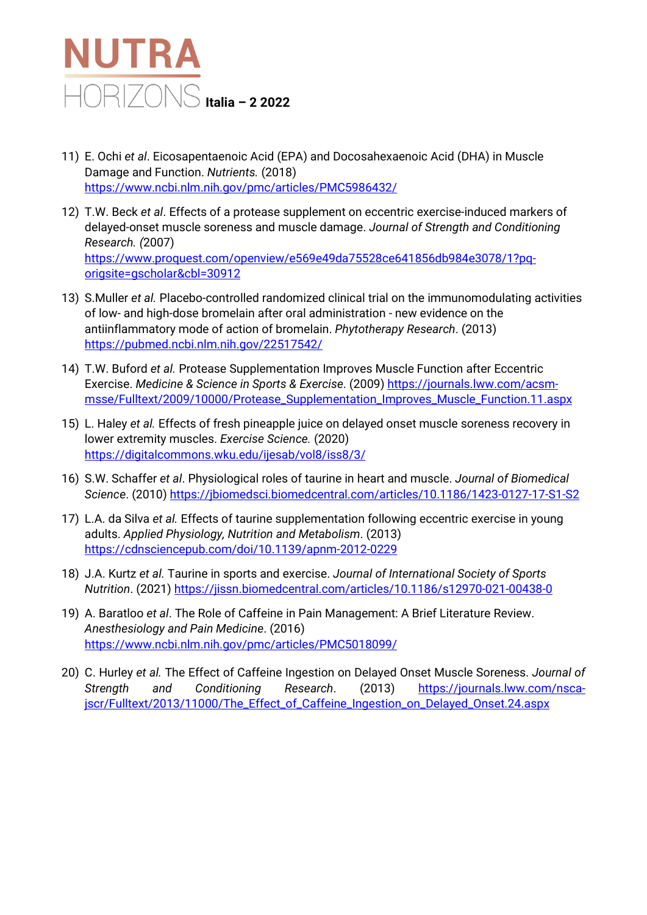11) E. Ochi *et al*. Eicosapentaenoic Acid (EPA) and Docosahexaenoic Acid (DHA) in Muscle Damage and Function. *Nutrients.* (2018) https://www.ncbi.nlm.nih.gov/pmc/articles/PMC5986432/

12) T.W. Beck *et al*. Effects of a protease supplement on eccentric exercise-induced markers of delayed-onset muscle soreness and muscle damage. *Journal of Strength and Conditioning Research. (*2007) https://www.proquest.com/openview/e569e49da75528ce641856db984e3078/1?pq-origsite=gscholar&cbl=30912

13) S.Muller *et al.* Placebo-controlled randomized clinical trial on the immunomodulating activities of low- and high-dose bromelain after oral administration - new evidence on the antiinflammatory mode of action of bromelain. *Phytotherapy Research*. (2013) https://pubmed.ncbi.nlm.nih.gov/22517542/

14) T.W. Buford *et al.* Protease Supplementation Improves Muscle Function after Eccentric Exercise. *Medicine & Science in Sports & Exercise*. (2009) https://journals.lww.com/acsm-msse/Fulltext/2009/10000/Protease_Supplementation_Improves_Muscle_Function.11.aspx

15) L. Haley *et al.* Effects of fresh pineapple juice on delayed onset muscle soreness recovery in lower extremity muscles. *Exercise Science.* (2020) https://digitalcommons.wku.edu/ijesab/vol8/iss8/3/

16) S.W. Schaffer *et al*. Physiological roles of taurine in heart and muscle. *Journal of Biomedical Science*. (2010) https://jbiomedsci.biomedcentral.com/articles/10.1186/1423-0127-17-S1-S2

17) L.A. da Silva *et al.* Effects of taurine supplementation following eccentric exercise in young adults. *Applied Physiology, Nutrition and Metabolism*. (2013) https://cdnsciencepub.com/doi/10.1139/apnm-2012-0229

18) J.A. Kurtz *et al.* Taurine in sports and exercise. *Journal of International Society of Sports Nutrition*. (2021) https://jissn.biomedcentral.com/articles/10.1186/s12970-021-00438-0

19) A. Baratloo *et al*. The Role of Caffeine in Pain Management: A Brief Literature Review. *Anesthesiology and Pain Medicine*. (2016) https://www.ncbi.nlm.nih.gov/pmc/articles/PMC5018099/

20) C. Hurley *et al.* The Effect of Caffeine Ingestion on Delayed Onset Muscle Soreness. *Journal of Strength and Conditioning Research*. (2013) https://journals.lww.com/nsca-jscr/Fulltext/2013/11000/The_Effect_of_Caffeine_Ingestion_on_Delayed_Onset.24.aspx